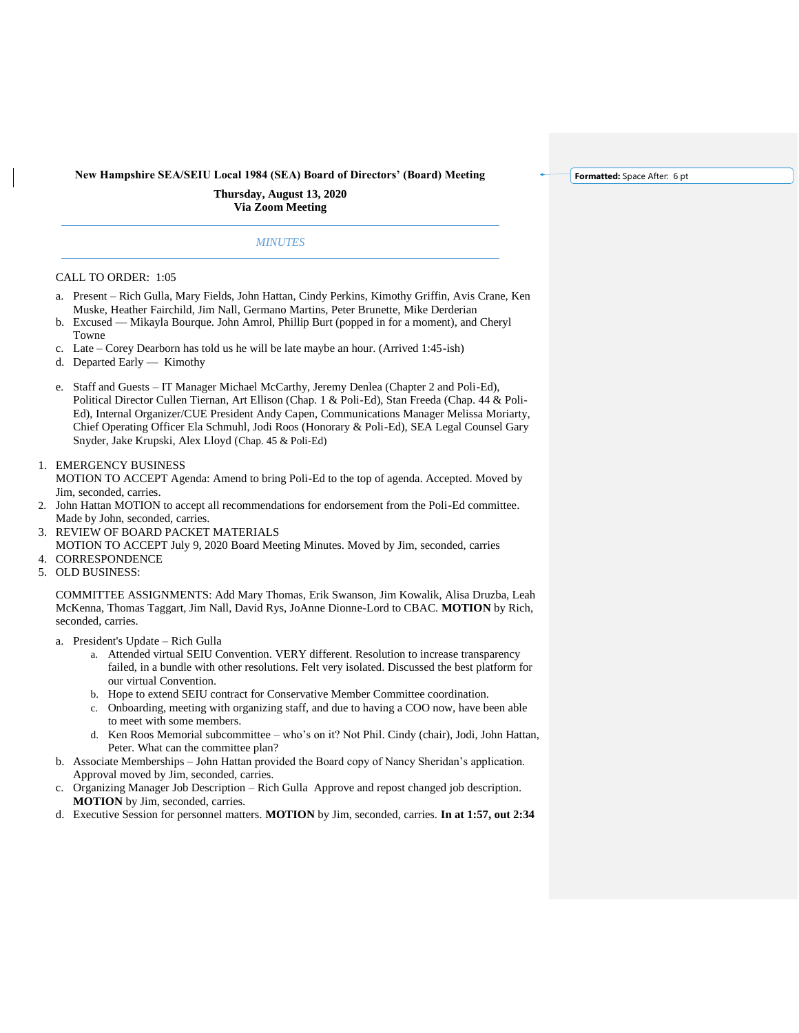**New Hampshire SEA/SEIU Local 1984 (SEA) Board of Directors' (Board) Meeting**

**Thursday, August 13, 2020**
**Via Zoom Meeting**

---

*MINUTES*

---

CALL TO ORDER: 1:05

a. Present – Rich Gulla, Mary Fields, John Hattan, Cindy Perkins, Kimothy Griffin, Avis Crane, Ken Muske, Heather Fairchild, Jim Nall, Germano Martins, Peter Brunette, Mike Derderian
b. Excused — Mikayla Bourque. John Amrol, Phillip Burt (popped in for a moment), and Cheryl Towne
c. Late – Corey Dearborn has told us he will be late maybe an hour. (Arrived 1:45-ish)
d. Departed Early — Kimothy

e. Staff and Guests – IT Manager Michael McCarthy, Jeremy Denlea (Chapter 2 and Poli-Ed), Political Director Cullen Tiernan, Art Ellison (Chap. 1 & Poli-Ed), Stan Freeda (Chap. 44 & Poli-Ed), Internal Organizer/CUE President Andy Capen, Communications Manager Melissa Moriarty, Chief Operating Officer Ela Schmuhl, Jodi Roos (Honorary & Poli-Ed), SEA Legal Counsel Gary Snyder, Jake Krupski, Alex Lloyd (Chap. 45 & Poli-Ed)

1. EMERGENCY BUSINESS
   MOTION TO ACCEPT Agenda: Amend to bring Poli-Ed to the top of agenda. Accepted. Moved by Jim, seconded, carries.
2. John Hattan MOTION to accept all recommendations for endorsement from the Poli-Ed committee. Made by John, seconded, carries.
3. REVIEW OF BOARD PACKET MATERIALS
   MOTION TO ACCEPT July 9, 2020 Board Meeting Minutes. Moved by Jim, seconded, carries
4. CORRESPONDENCE
5. OLD BUSINESS:

   COMMITTEE ASSIGNMENTS: Add Mary Thomas, Erik Swanson, Jim Kowalik, Alisa Druzba, Leah McKenna, Thomas Taggart, Jim Nall, David Rys, JoAnne Dionne-Lord to CBAC. **MOTION** by Rich, seconded, carries.

   a. President's Update – Rich Gulla
      a. Attended virtual SEIU Convention. VERY different. Resolution to increase transparency failed, in a bundle with other resolutions. Felt very isolated. Discussed the best platform for our virtual Convention.
      b. Hope to extend SEIU contract for Conservative Member Committee coordination.
      c. Onboarding, meeting with organizing staff, and due to having a COO now, have been able to meet with some members.
      d. Ken Roos Memorial subcommittee – who's on it? Not Phil. Cindy (chair), Jodi, John Hattan, Peter. What can the committee plan?
   b. Associate Memberships – John Hattan provided the Board copy of Nancy Sheridan's application. Approval moved by Jim, seconded, carries.
   c. Organizing Manager Job Description – Rich Gulla Approve and repost changed job description. **MOTION** by Jim, seconded, carries.
   d. Executive Session for personnel matters. **MOTION** by Jim, seconded, carries. **In at 1:57, out 2:34**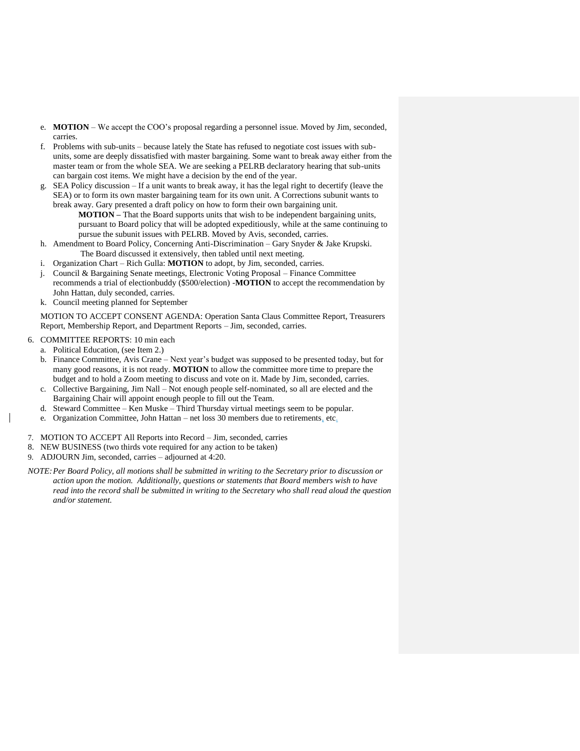e. **MOTION** – We accept the COO's proposal regarding a personnel issue. Moved by Jim, seconded, carries.

f. Problems with sub-units – because lately the State has refused to negotiate cost issues with sub-units, some are deeply dissatisfied with master bargaining. Some want to break away either from the master team or from the whole SEA. We are seeking a PELRB declaratory hearing that sub-units can bargain cost items. We might have a decision by the end of the year.

g. SEA Policy discussion – If a unit wants to break away, it has the legal right to decertify (leave the SEA) or to form its own master bargaining team for its own unit. A Corrections subunit wants to break away. Gary presented a draft policy on how to form their own bargaining unit.

   **MOTION –** That the Board supports units that wish to be independent bargaining units, pursuant to Board policy that will be adopted expeditiously, while at the same continuing to pursue the subunit issues with PELRB. Moved by Avis, seconded, carries.

h. Amendment to Board Policy, Concerning Anti-Discrimination – Gary Snyder & Jake Krupski. The Board discussed it extensively, then tabled until next meeting.

i. Organization Chart – Rich Gulla: **MOTION** to adopt, by Jim, seconded, carries.

j. Council & Bargaining Senate meetings, Electronic Voting Proposal – Finance Committee recommends a trial of electionbuddy ($500/election) -**MOTION** to accept the recommendation by John Hattan, duly seconded, carries.

k. Council meeting planned for September

MOTION TO ACCEPT CONSENT AGENDA: Operation Santa Claus Committee Report, Treasurers Report, Membership Report, and Department Reports – Jim, seconded, carries.

6. COMMITTEE REPORTS: 10 min each
   a. Political Education, (see Item 2.)
   b. Finance Committee, Avis Crane – Next year's budget was supposed to be presented today, but for many good reasons, it is not ready. **MOTION** to allow the committee more time to prepare the budget and to hold a Zoom meeting to discuss and vote on it. Made by Jim, seconded, carries.
   c. Collective Bargaining, Jim Nall – Not enough people self-nominated, so all are elected and the Bargaining Chair will appoint enough people to fill out the Team.
   d. Steward Committee – Ken Muske – Third Thursday virtual meetings seem to be popular.
   e. Organization Committee, John Hattan – net loss 30 members due to retirements, etc.

7. MOTION TO ACCEPT All Reports into Record – Jim, seconded, carries
8. NEW BUSINESS (two thirds vote required for any action to be taken)
9. ADJOURN Jim, seconded, carries – adjourned at 4:20.

*NOTE: Per Board Policy, all motions shall be submitted in writing to the Secretary prior to discussion or action upon the motion. Additionally, questions or statements that Board members wish to have read into the record shall be submitted in writing to the Secretary who shall read aloud the question and/or statement.*